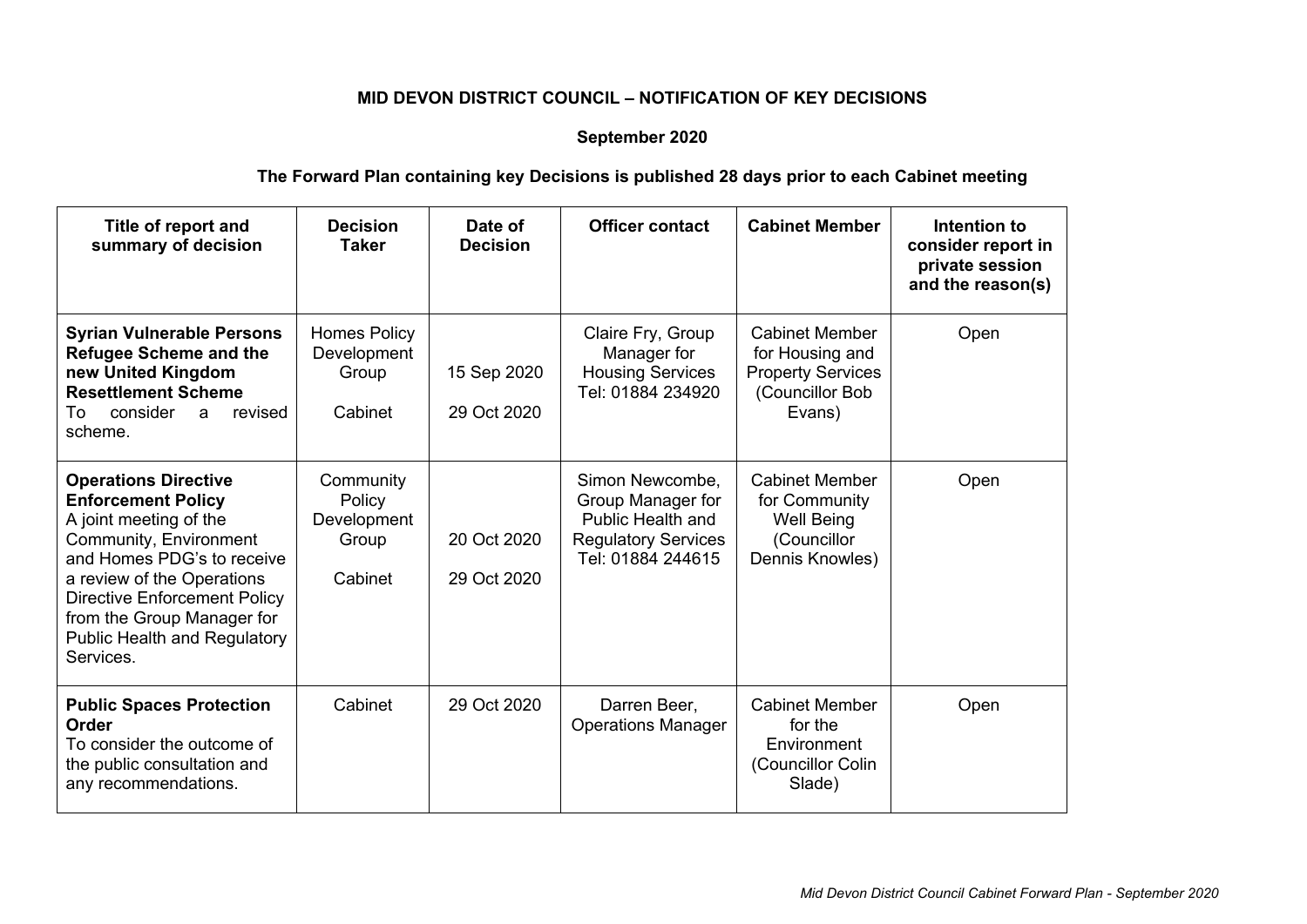# MID DEVON DISTRICT COUNCIL – NOTIFICATION OF KEY DECISIONS

## September 2020

### The Forward Plan containing key Decisions is published 28 days prior to each Cabinet meeting

| Title of report and summary of decision | Decision Taker | Date of Decision | Officer contact | Cabinet Member | Intention to consider report in private session and the reason(s) |
|---|---|---|---|---|---|
| **Syrian Vulnerable Persons Refugee Scheme and the new United Kingdom Resettlement Scheme**<br>To consider a revised scheme. | Homes Policy Development Group<br><br>Cabinet | 15 Sep 2020<br><br>29 Oct 2020 | Claire Fry, Group Manager for Housing Services Tel: 01884 234920 | Cabinet Member for Housing and Property Services (Councillor Bob Evans) | Open |
| **Operations Directive Enforcement Policy**<br>A joint meeting of the Community, Environment and Homes PDG's to receive a review of the Operations Directive Enforcement Policy from the Group Manager for Public Health and Regulatory Services. | Community Policy Development Group<br><br>Cabinet | 20 Oct 2020<br><br>29 Oct 2020 | Simon Newcombe, Group Manager for Public Health and Regulatory Services Tel: 01884 244615 | Cabinet Member for Community Well Being (Councillor Dennis Knowles) | Open |
| **Public Spaces Protection Order**<br>To consider the outcome of the public consultation and any recommendations. | Cabinet | 29 Oct 2020 | Darren Beer, Operations Manager | Cabinet Member for the Environment (Councillor Colin Slade) | Open |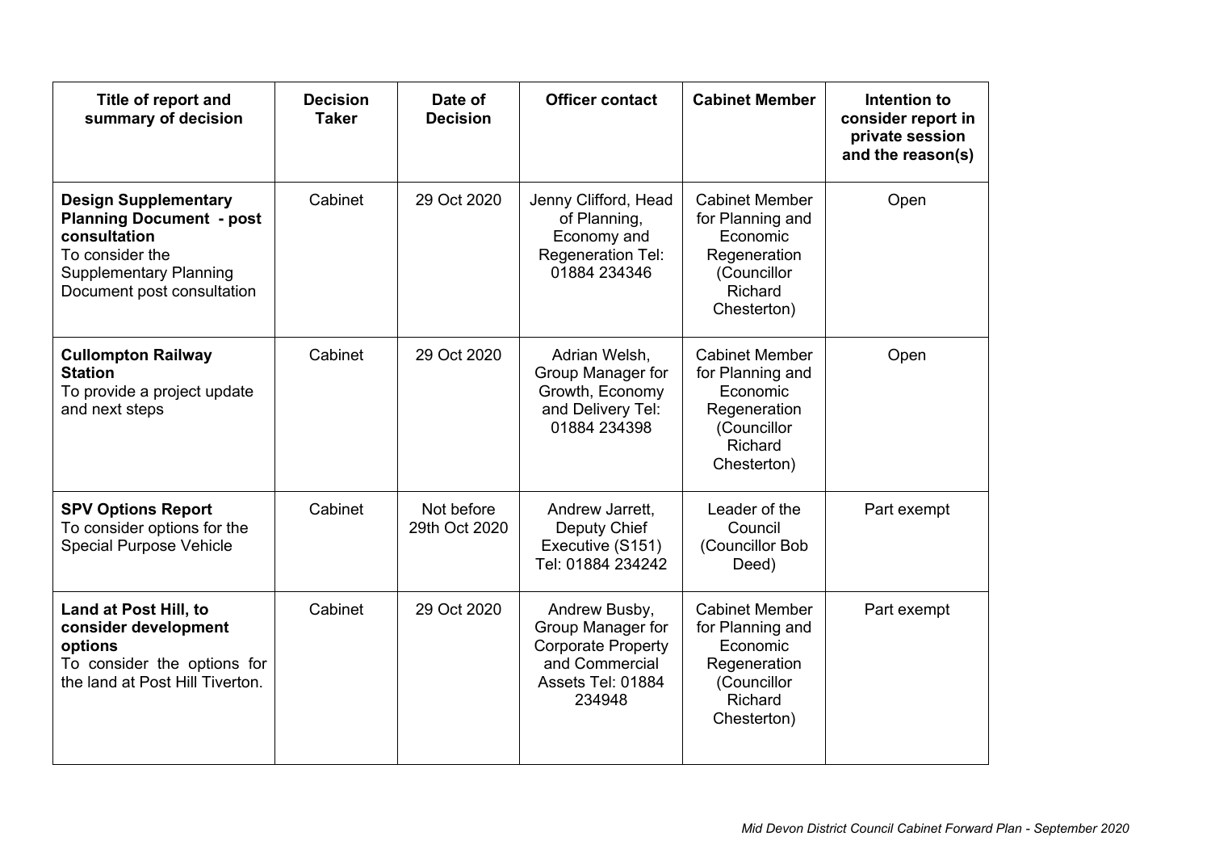| Title of report and summary of decision | Decision Taker | Date of Decision | Officer contact | Cabinet Member | Intention to consider report in private session and the reason(s) |
| --- | --- | --- | --- | --- | --- |
| **Design Supplementary Planning Document - post consultation** To consider the Supplementary Planning Document post consultation | Cabinet | 29 Oct 2020 | Jenny Clifford, Head of Planning, Economy and Regeneration Tel: 01884 234346 | Cabinet Member for Planning and Economic Regeneration (Councillor Richard Chesterton) | Open |
| **Cullompton Railway Station** To provide a project update and next steps | Cabinet | 29 Oct 2020 | Adrian Welsh, Group Manager for Growth, Economy and Delivery Tel: 01884 234398 | Cabinet Member for Planning and Economic Regeneration (Councillor Richard Chesterton) | Open |
| **SPV Options Report** To consider options for the Special Purpose Vehicle | Cabinet | Not before 29th Oct 2020 | Andrew Jarrett, Deputy Chief Executive (S151) Tel: 01884 234242 | Leader of the Council (Councillor Bob Deed) | Part exempt |
| **Land at Post Hill, to consider development options** To consider the options for the land at Post Hill Tiverton. | Cabinet | 29 Oct 2020 | Andrew Busby, Group Manager for Corporate Property and Commercial Assets Tel: 01884 234948 | Cabinet Member for Planning and Economic Regeneration (Councillor Richard Chesterton) | Part exempt |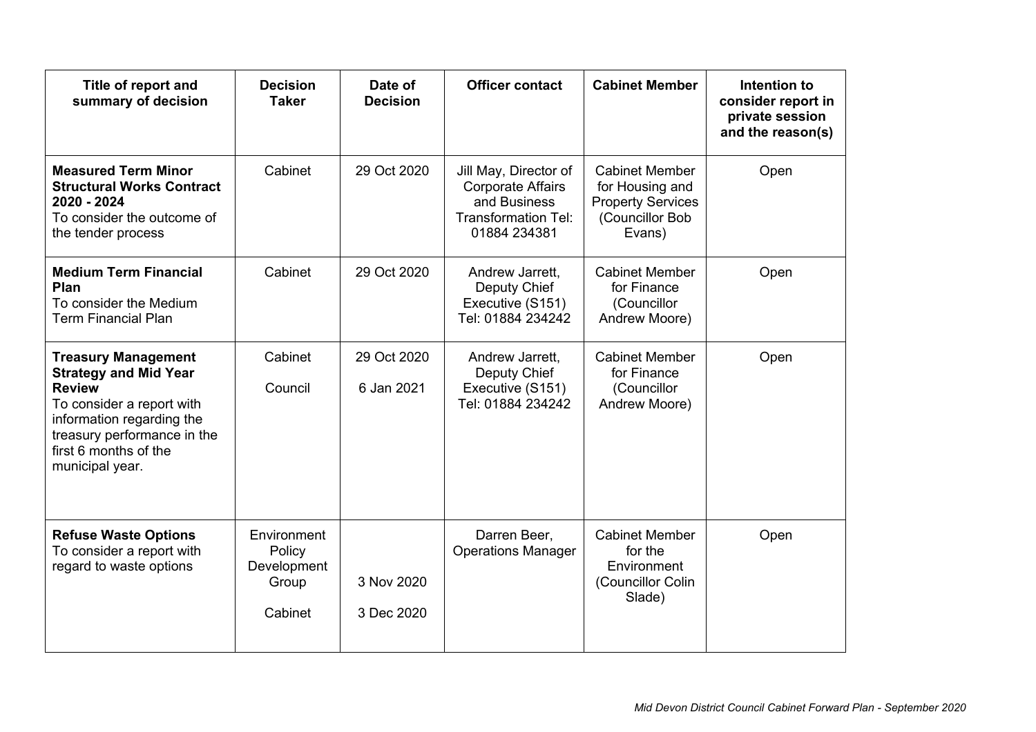| Title of report and summary of decision | Decision Taker | Date of Decision | Officer contact | Cabinet Member | Intention to consider report in private session and the reason(s) |
|---|---|---|---|---|---|
| **Measured Term Minor Structural Works Contract 2020 - 2024**<br>To consider the outcome of the tender process | Cabinet | 29 Oct 2020 | Jill May, Director of Corporate Affairs and Business Transformation Tel: 01884 234381 | Cabinet Member for Housing and Property Services (Councillor Bob Evans) | Open |
| **Medium Term Financial Plan**<br>To consider the Medium Term Financial Plan | Cabinet | 29 Oct 2020 | Andrew Jarrett, Deputy Chief Executive (S151) Tel: 01884 234242 | Cabinet Member for Finance (Councillor Andrew Moore) | Open |
| **Treasury Management Strategy and Mid Year Review**<br>To consider a report with information regarding the treasury performance in the first 6 months of the municipal year. | Cabinet<br><br>Council | 29 Oct 2020<br><br>6 Jan 2021 | Andrew Jarrett, Deputy Chief Executive (S151) Tel: 01884 234242 | Cabinet Member for Finance (Councillor Andrew Moore) | Open |
| **Refuse Waste Options**<br>To consider a report with regard to waste options | Environment Policy Development Group<br><br>Cabinet | 3 Nov 2020<br><br>3 Dec 2020 | Darren Beer, Operations Manager | Cabinet Member for the Environment (Councillor Colin Slade) | Open |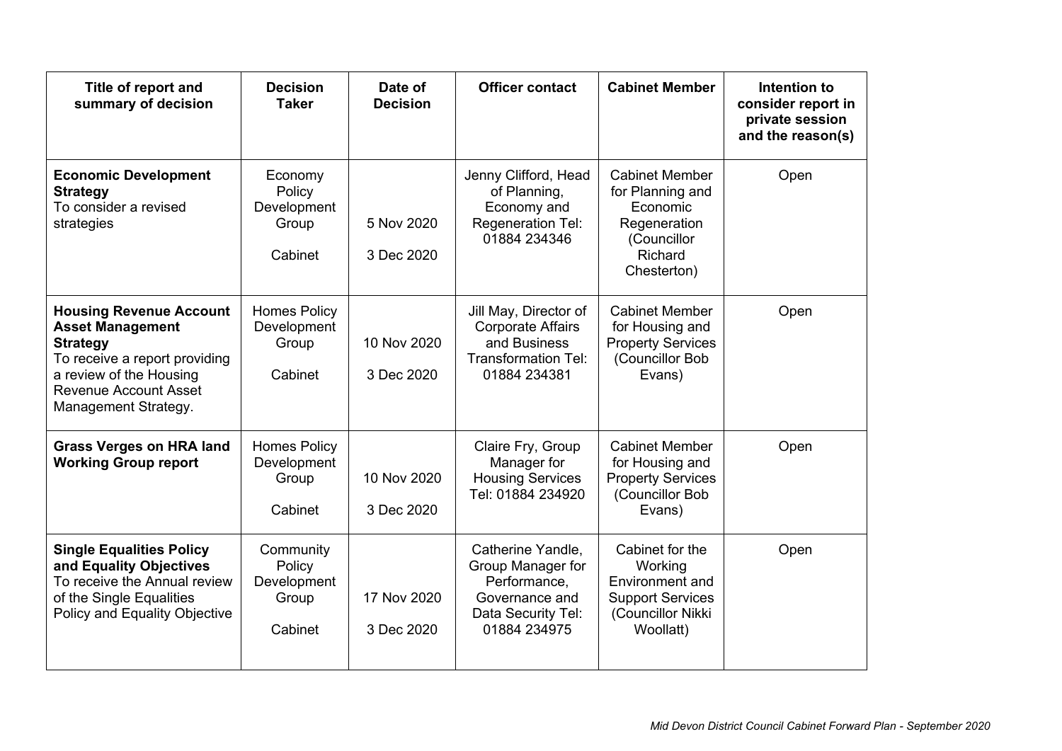| Title of report and summary of decision | Decision Taker | Date of Decision | Officer contact | Cabinet Member | Intention to consider report in private session and the reason(s) |
|---|---|---|---|---|---|
| **Economic Development Strategy** To consider a revised strategies | Economy Policy Development Group<br><br>Cabinet | 5 Nov 2020<br><br>3 Dec 2020 | Jenny Clifford, Head of Planning, Economy and Regeneration Tel: 01884 234346 | Cabinet Member for Planning and Economic Regeneration (Councillor Richard Chesterton) | Open |
| **Housing Revenue Account Asset Management Strategy** To receive a report providing a review of the Housing Revenue Account Asset Management Strategy. | Homes Policy Development Group<br><br>Cabinet | 10 Nov 2020<br><br>3 Dec 2020 | Jill May, Director of Corporate Affairs and Business Transformation Tel: 01884 234381 | Cabinet Member for Housing and Property Services (Councillor Bob Evans) | Open |
| **Grass Verges on HRA land Working Group report** | Homes Policy Development Group<br><br>Cabinet | 10 Nov 2020<br><br>3 Dec 2020 | Claire Fry, Group Manager for Housing Services Tel: 01884 234920 | Cabinet Member for Housing and Property Services (Councillor Bob Evans) | Open |
| **Single Equalities Policy and Equality Objectives** To receive the Annual review of the Single Equalities Policy and Equality Objective | Community Policy Development Group<br><br>Cabinet | 17 Nov 2020<br><br>3 Dec 2020 | Catherine Yandle, Group Manager for Performance, Governance and Data Security Tel: 01884 234975 | Cabinet for the Working Environment and Support Services (Councillor Nikki Woollatt) | Open |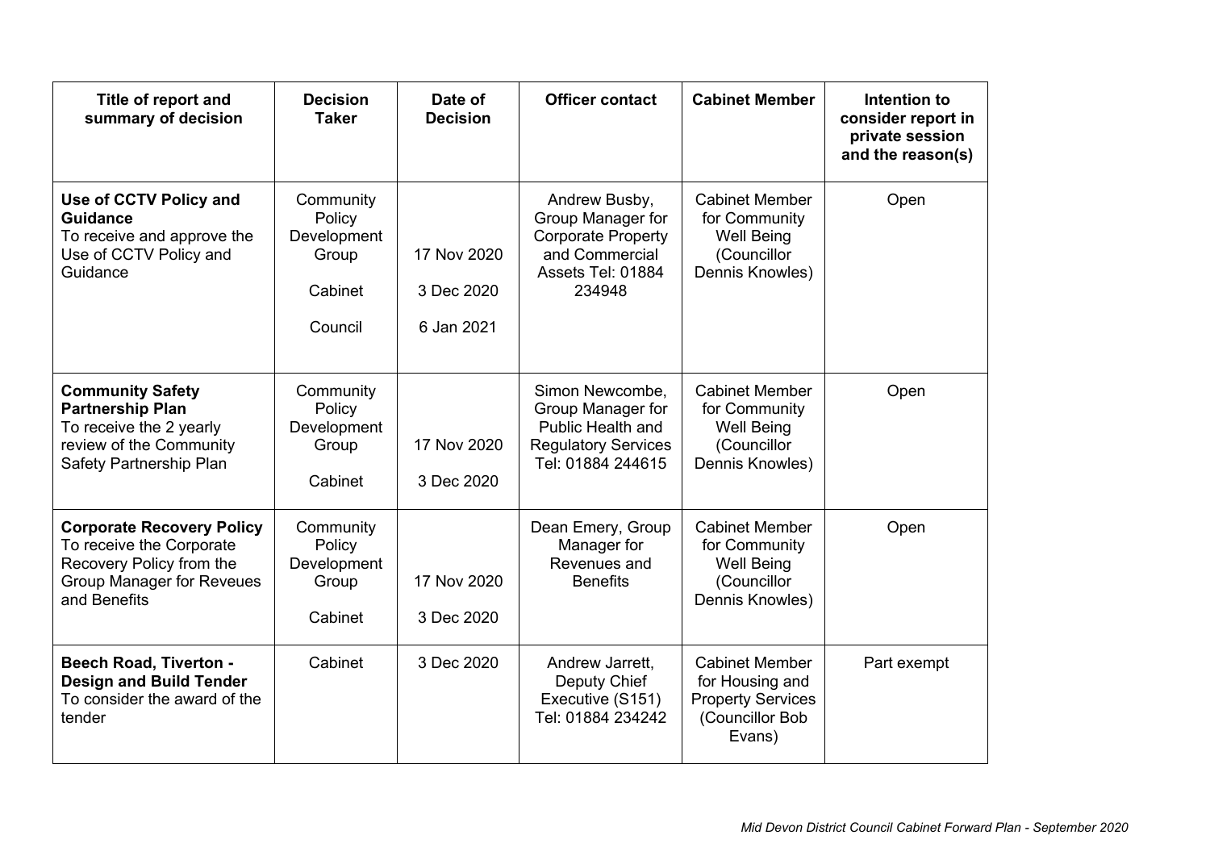| Title of report and summary of decision | Decision Taker | Date of Decision | Officer contact | Cabinet Member | Intention to consider report in private session and the reason(s) |
| --- | --- | --- | --- | --- | --- |
| **Use of CCTV Policy and Guidance** To receive and approve the Use of CCTV Policy and Guidance | Community Policy Development Group<br><br>Cabinet<br><br>Council | 17 Nov 2020<br><br>3 Dec 2020<br><br>6 Jan 2021 | Andrew Busby, Group Manager for Corporate Property and Commercial Assets Tel: 01884 234948 | Cabinet Member for Community Well Being (Councillor Dennis Knowles) | Open |
| **Community Safety Partnership Plan** To receive the 2 yearly review of the Community Safety Partnership Plan | Community Policy Development Group<br><br>Cabinet | 17 Nov 2020<br><br>3 Dec 2020 | Simon Newcombe, Group Manager for Public Health and Regulatory Services Tel: 01884 244615 | Cabinet Member for Community Well Being (Councillor Dennis Knowles) | Open |
| **Corporate Recovery Policy** To receive the Corporate Recovery Policy from the Group Manager for Reveues and Benefits | Community Policy Development Group<br><br>Cabinet | 17 Nov 2020<br><br>3 Dec 2020 | Dean Emery, Group Manager for Revenues and Benefits | Cabinet Member for Community Well Being (Councillor Dennis Knowles) | Open |
| **Beech Road, Tiverton - Design and Build Tender** To consider the award of the tender | Cabinet | 3 Dec 2020 | Andrew Jarrett, Deputy Chief Executive (S151) Tel: 01884 234242 | Cabinet Member for Housing and Property Services (Councillor Bob Evans) | Part exempt |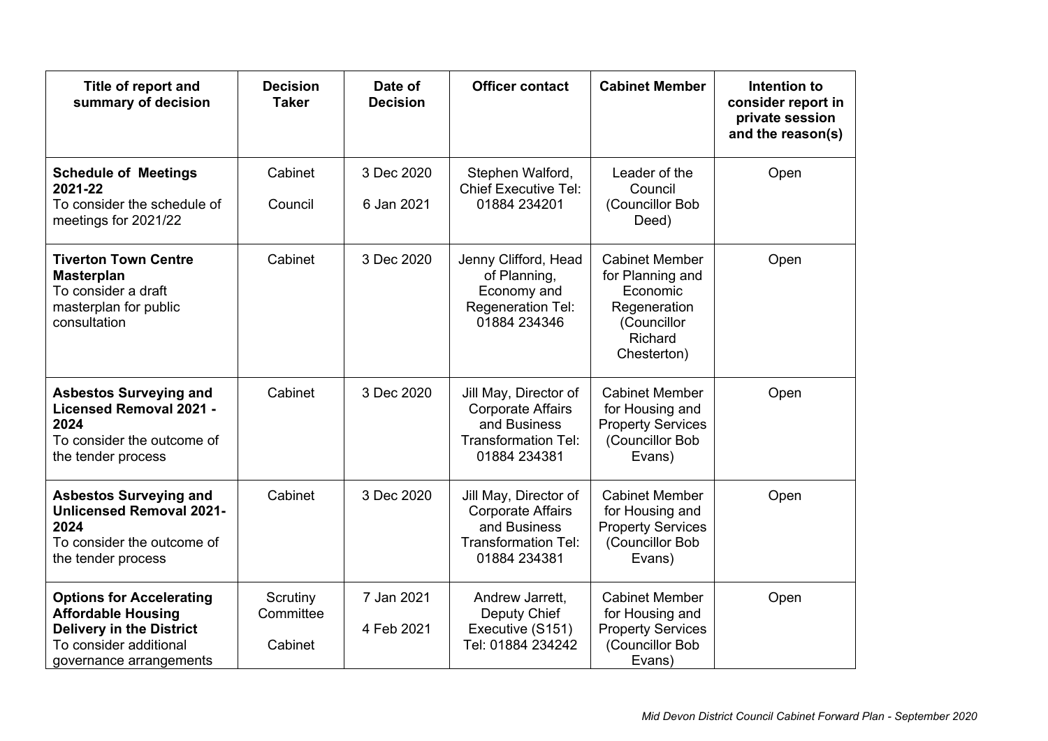| Title of report and summary of decision | Decision Taker | Date of Decision | Officer contact | Cabinet Member | Intention to consider report in private session and the reason(s) |
|---|---|---|---|---|---|
| **Schedule of Meetings 2021-22**<br>To consider the schedule of meetings for 2021/22 | Cabinet<br><br>Council | 3 Dec 2020<br><br>6 Jan 2021 | Stephen Walford, Chief Executive Tel: 01884 234201 | Leader of the Council (Councillor Bob Deed) | Open |
| **Tiverton Town Centre Masterplan**<br>To consider a draft masterplan for public consultation | Cabinet | 3 Dec 2020 | Jenny Clifford, Head of Planning, Economy and Regeneration Tel: 01884 234346 | Cabinet Member for Planning and Economic Regeneration (Councillor Richard Chesterton) | Open |
| **Asbestos Surveying and Licensed Removal 2021 - 2024**<br>To consider the outcome of the tender process | Cabinet | 3 Dec 2020 | Jill May, Director of Corporate Affairs and Business Transformation Tel: 01884 234381 | Cabinet Member for Housing and Property Services (Councillor Bob Evans) | Open |
| **Asbestos Surveying and Unlicensed Removal 2021-2024**<br>To consider the outcome of the tender process | Cabinet | 3 Dec 2020 | Jill May, Director of Corporate Affairs and Business Transformation Tel: 01884 234381 | Cabinet Member for Housing and Property Services (Councillor Bob Evans) | Open |
| **Options for Accelerating Affordable Housing Delivery in the District**<br>To consider additional governance arrangements | Scrutiny Committee<br><br>Cabinet | 7 Jan 2021<br><br>4 Feb 2021 | Andrew Jarrett, Deputy Chief Executive (S151) Tel: 01884 234242 | Cabinet Member for Housing and Property Services (Councillor Bob Evans) | Open |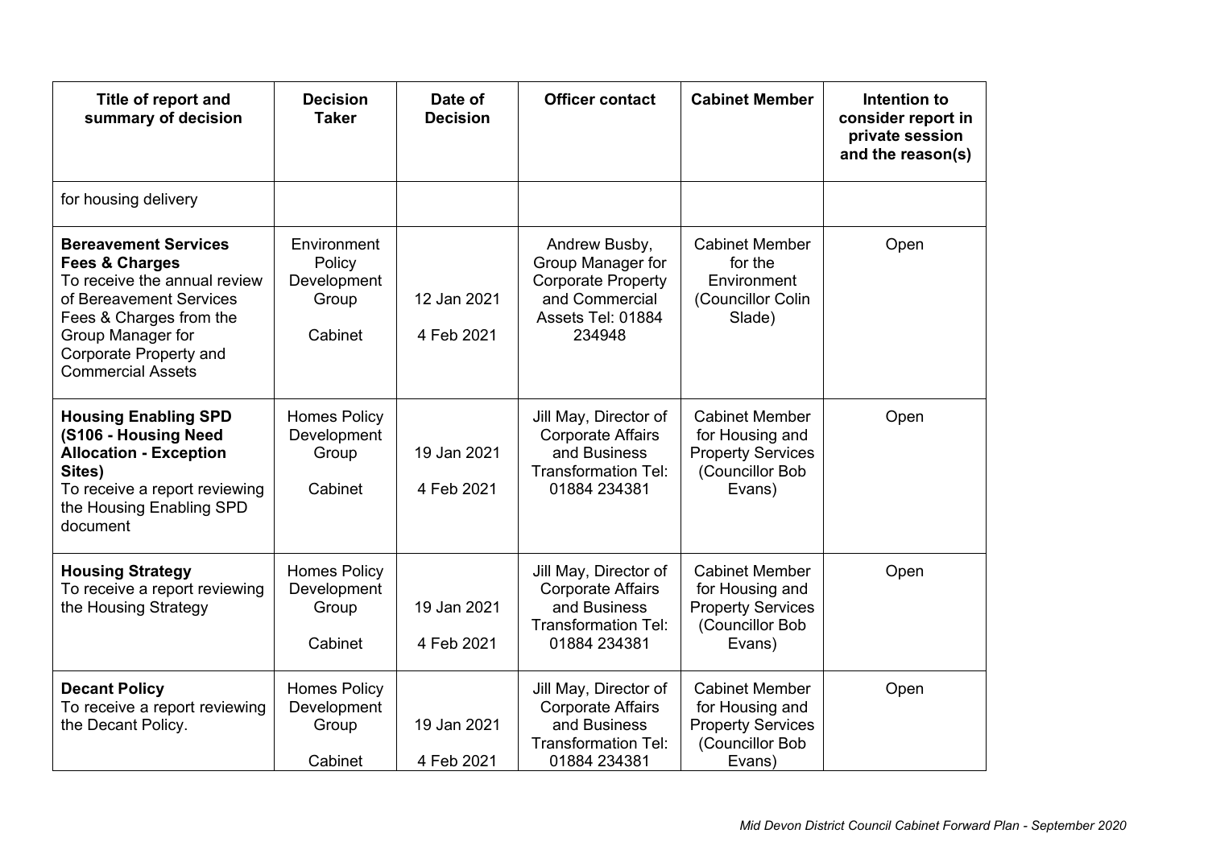| Title of report and summary of decision | Decision Taker | Date of Decision | Officer contact | Cabinet Member | Intention to consider report in private session and the reason(s) |
|---|---|---|---|---|---|
| for housing delivery | | | | | |
| **Bereavement Services Fees & Charges** To receive the annual review of Bereavement Services Fees & Charges from the Group Manager for Corporate Property and Commercial Assets | Environment Policy Development Group<br><br>Cabinet | 12 Jan 2021<br><br>4 Feb 2021 | Andrew Busby, Group Manager for Corporate Property and Commercial Assets Tel: 01884 234948 | Cabinet Member for the Environment (Councillor Colin Slade) | Open |
| **Housing Enabling SPD (S106 - Housing Need Allocation - Exception Sites)** To receive a report reviewing the Housing Enabling SPD document | Homes Policy Development Group<br><br>Cabinet | 19 Jan 2021<br><br>4 Feb 2021 | Jill May, Director of Corporate Affairs and Business Transformation Tel: 01884 234381 | Cabinet Member for Housing and Property Services (Councillor Bob Evans) | Open |
| **Housing Strategy** To receive a report reviewing the Housing Strategy | Homes Policy Development Group<br><br>Cabinet | 19 Jan 2021<br><br>4 Feb 2021 | Jill May, Director of Corporate Affairs and Business Transformation Tel: 01884 234381 | Cabinet Member for Housing and Property Services (Councillor Bob Evans) | Open |
| **Decant Policy** To receive a report reviewing the Decant Policy. | Homes Policy Development Group<br><br>Cabinet | 19 Jan 2021<br><br>4 Feb 2021 | Jill May, Director of Corporate Affairs and Business Transformation Tel: 01884 234381 | Cabinet Member for Housing and Property Services (Councillor Bob Evans) | Open |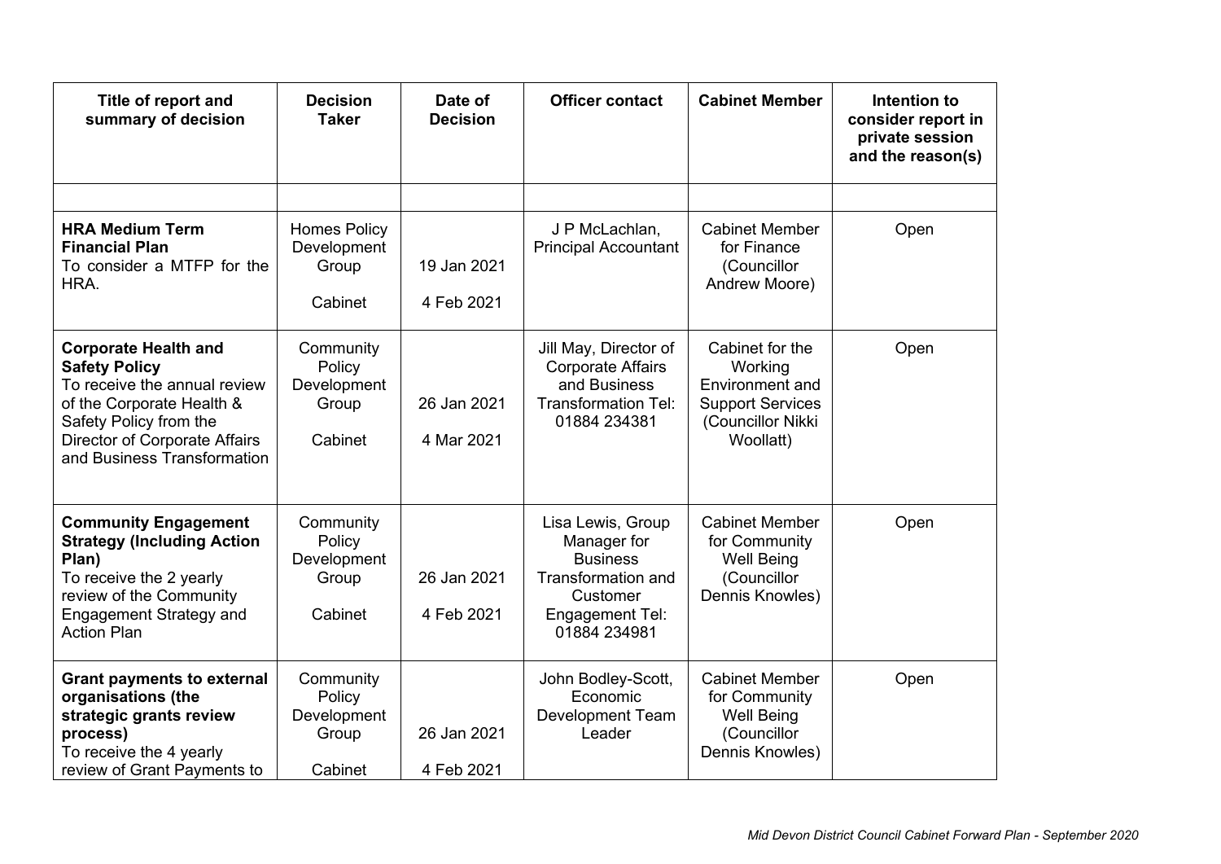| Title of report and summary of decision | Decision Taker | Date of Decision | Officer contact | Cabinet Member | Intention to consider report in private session and the reason(s) |
|---|---|---|---|---|---|
| | | | | | |
| **HRA Medium Term Financial Plan**<br>To consider a MTFP for the HRA. | Homes Policy Development Group<br><br>Cabinet | 19 Jan 2021<br><br>4 Feb 2021 | J P McLachlan, Principal Accountant | Cabinet Member for Finance (Councillor Andrew Moore) | Open |
| **Corporate Health and Safety Policy**<br>To receive the annual review of the Corporate Health & Safety Policy from the Director of Corporate Affairs and Business Transformation | Community Policy Development Group<br><br>Cabinet | 26 Jan 2021<br><br>4 Mar 2021 | Jill May, Director of Corporate Affairs and Business Transformation Tel: 01884 234381 | Cabinet for the Working Environment and Support Services (Councillor Nikki Woollatt) | Open |
| **Community Engagement Strategy (Including Action Plan)**<br>To receive the 2 yearly review of the Community Engagement Strategy and Action Plan | Community Policy Development Group<br><br>Cabinet | 26 Jan 2021<br><br>4 Feb 2021 | Lisa Lewis, Group Manager for Business Transformation and Customer Engagement Tel: 01884 234981 | Cabinet Member for Community Well Being (Councillor Dennis Knowles) | Open |
| **Grant payments to external organisations (the strategic grants review process)**<br>To receive the 4 yearly review of Grant Payments to | Community Policy Development Group<br><br>Cabinet | 26 Jan 2021<br><br>4 Feb 2021 | John Bodley-Scott, Economic Development Team Leader | Cabinet Member for Community Well Being (Councillor Dennis Knowles) | Open |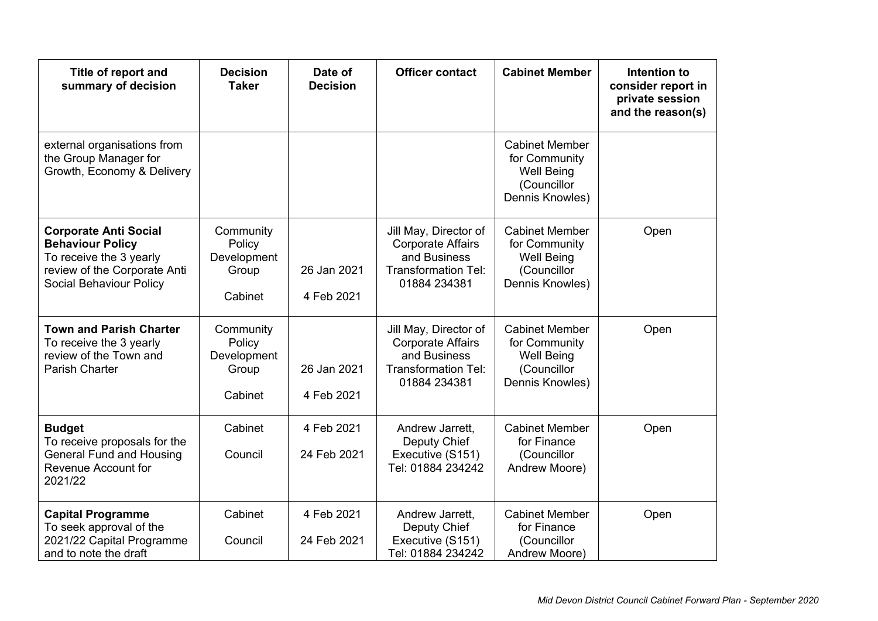| Title of report and summary of decision | Decision Taker | Date of Decision | Officer contact | Cabinet Member | Intention to consider report in private session and the reason(s) |
| --- | --- | --- | --- | --- | --- |
| external organisations from the Group Manager for Growth, Economy & Delivery | | | | Cabinet Member for Community Well Being (Councillor Dennis Knowles) | |
| **Corporate Anti Social Behaviour Policy** To receive the 3 yearly review of the Corporate Anti Social Behaviour Policy | Community Policy Development Group<br><br>Cabinet | 26 Jan 2021<br><br>4 Feb 2021 | Jill May, Director of Corporate Affairs and Business Transformation Tel: 01884 234381 | Cabinet Member for Community Well Being (Councillor Dennis Knowles) | Open |
| **Town and Parish Charter** To receive the 3 yearly review of the Town and Parish Charter | Community Policy Development Group<br><br>Cabinet | 26 Jan 2021<br><br>4 Feb 2021 | Jill May, Director of Corporate Affairs and Business Transformation Tel: 01884 234381 | Cabinet Member for Community Well Being (Councillor Dennis Knowles) | Open |
| **Budget** To receive proposals for the General Fund and Housing Revenue Account for 2021/22 | Cabinet<br><br>Council | 4 Feb 2021<br><br>24 Feb 2021 | Andrew Jarrett, Deputy Chief Executive (S151) Tel: 01884 234242 | Cabinet Member for Finance (Councillor Andrew Moore) | Open |
| **Capital Programme** To seek approval of the 2021/22 Capital Programme and to note the draft | Cabinet<br><br>Council | 4 Feb 2021<br><br>24 Feb 2021 | Andrew Jarrett, Deputy Chief Executive (S151) Tel: 01884 234242 | Cabinet Member for Finance (Councillor Andrew Moore) | Open |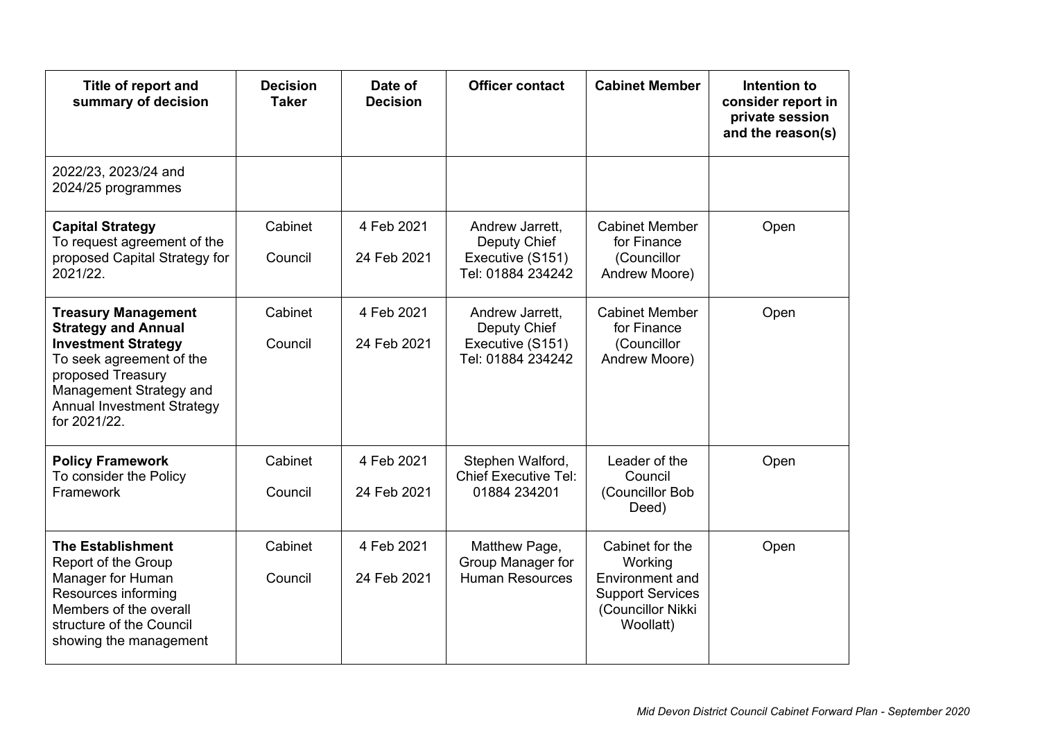| Title of report and summary of decision | Decision Taker | Date of Decision | Officer contact | Cabinet Member | Intention to consider report in private session and the reason(s) |
|---|---|---|---|---|---|
| 2022/23, 2023/24 and 2024/25 programmes | | | | | |
| **Capital Strategy** To request agreement of the proposed Capital Strategy for 2021/22. | Cabinet<br><br>Council | 4 Feb 2021<br><br>24 Feb 2021 | Andrew Jarrett, Deputy Chief Executive (S151) Tel: 01884 234242 | Cabinet Member for Finance (Councillor Andrew Moore) | Open |
| **Treasury Management Strategy and Annual Investment Strategy** To seek agreement of the proposed Treasury Management Strategy and Annual Investment Strategy for 2021/22. | Cabinet<br><br>Council | 4 Feb 2021<br><br>24 Feb 2021 | Andrew Jarrett, Deputy Chief Executive (S151) Tel: 01884 234242 | Cabinet Member for Finance (Councillor Andrew Moore) | Open |
| **Policy Framework** To consider the Policy Framework | Cabinet<br><br>Council | 4 Feb 2021<br><br>24 Feb 2021 | Stephen Walford, Chief Executive Tel: 01884 234201 | Leader of the Council (Councillor Bob Deed) | Open |
| **The Establishment** Report of the Group Manager for Human Resources informing Members of the overall structure of the Council showing the management | Cabinet<br><br>Council | 4 Feb 2021<br><br>24 Feb 2021 | Matthew Page, Group Manager for Human Resources | Cabinet for the Working Environment and Support Services (Councillor Nikki Woollatt) | Open |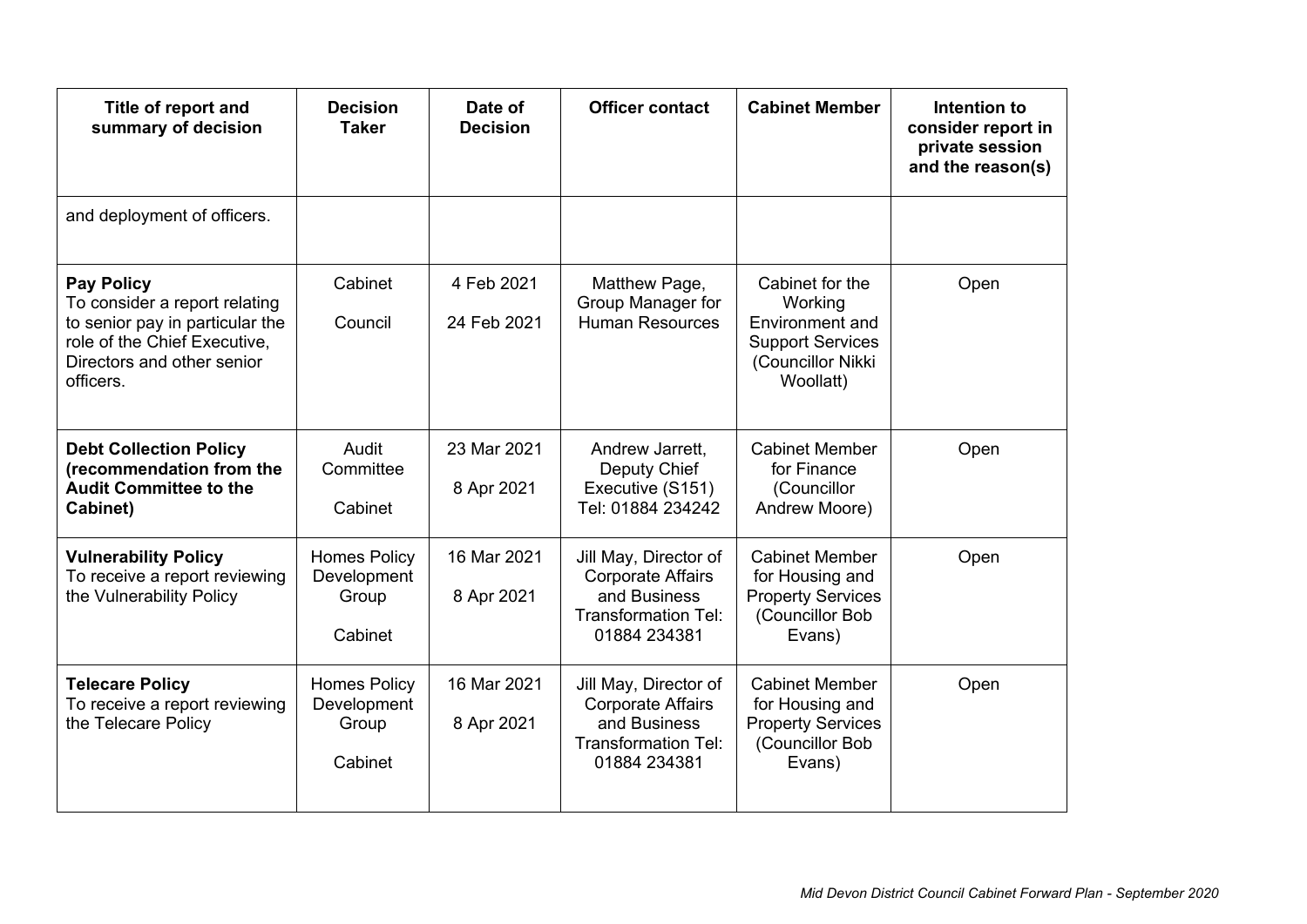| Title of report and summary of decision | Decision Taker | Date of Decision | Officer contact | Cabinet Member | Intention to consider report in private session and the reason(s) |
| --- | --- | --- | --- | --- | --- |
| and deployment of officers. | | | | | |
| **Pay Policy**<br>To consider a report relating to senior pay in particular the role of the Chief Executive, Directors and other senior officers. | Cabinet<br><br>Council | 4 Feb 2021<br><br>24 Feb 2021 | Matthew Page, Group Manager for Human Resources | Cabinet for the Working Environment and Support Services (Councillor Nikki Woollatt) | Open |
| **Debt Collection Policy (recommendation from the Audit Committee to the Cabinet)** | Audit Committee<br><br>Cabinet | 23 Mar 2021<br><br>8 Apr 2021 | Andrew Jarrett, Deputy Chief Executive (S151) Tel: 01884 234242 | Cabinet Member for Finance (Councillor Andrew Moore) | Open |
| **Vulnerability Policy**<br>To receive a report reviewing the Vulnerability Policy | Homes Policy Development Group<br><br>Cabinet | 16 Mar 2021<br><br>8 Apr 2021 | Jill May, Director of Corporate Affairs and Business Transformation Tel: 01884 234381 | Cabinet Member for Housing and Property Services (Councillor Bob Evans) | Open |
| **Telecare Policy**<br>To receive a report reviewing the Telecare Policy | Homes Policy Development Group<br><br>Cabinet | 16 Mar 2021<br><br>8 Apr 2021 | Jill May, Director of Corporate Affairs and Business Transformation Tel: 01884 234381 | Cabinet Member for Housing and Property Services (Councillor Bob Evans) | Open |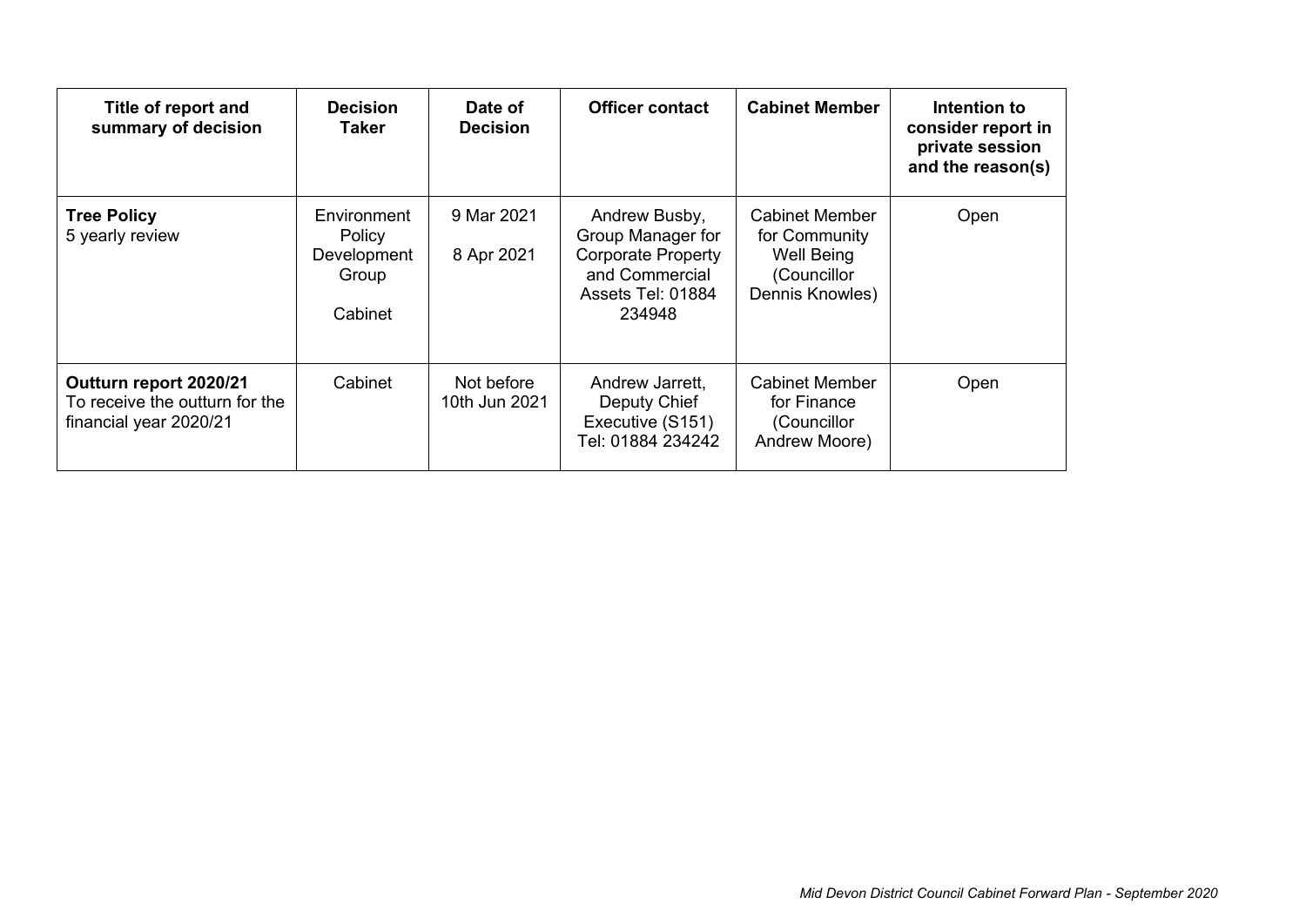| Title of report and summary of decision | Decision Taker | Date of Decision | Officer contact | Cabinet Member | Intention to consider report in private session and the reason(s) |
|---|---|---|---|---|---|
| **Tree Policy**<br>5 yearly review | Environment Policy Development Group<br><br>Cabinet | 9 Mar 2021<br><br>8 Apr 2021 | Andrew Busby, Group Manager for Corporate Property and Commercial Assets Tel: 01884 234948 | Cabinet Member for Community Well Being (Councillor Dennis Knowles) | Open |
| **Outturn report 2020/21**<br>To receive the outturn for the financial year 2020/21 | Cabinet | Not before 10th Jun 2021 | Andrew Jarrett, Deputy Chief Executive (S151) Tel: 01884 234242 | Cabinet Member for Finance (Councillor Andrew Moore) | Open |